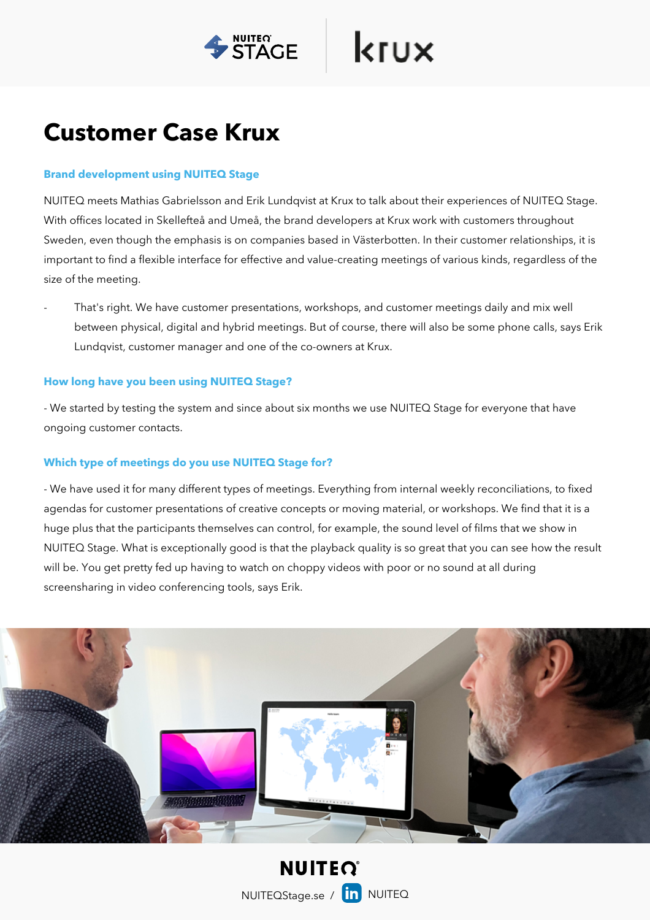# Customer Case Krux

### Brand development using NUITEQ Stage

NUITEQ meets Mathias Gabrielsson and Erik Lundqvist at Krux to talk about their experiences of NUITEQ Stage. With offices located in Skellefteå and Umeå, the brand developers at Krux work with customers throughout Sweden, even though the emphasis is on companies based in Västerbotten. In their customer relationships, it is important to find a flexible interface for effective and value-creating meetings of various kinds, regardless of the size of the meeting.

- That's right. We have customer presentations, workshops, and customer meetings daily and mix well between physical, digital and hybrid meetings. But of course, there will also be some phone calls, says Erik Lundqvist, customer manager and one of the co-owners at Krux.

### How long have you been using NUITEQ Stage?

- We started by testing the system and since about six months we use NUITEQ Stage for everyone that have ongoing customer contacts.

### Which type of meetings do you use NUITEQ Stage for?

- We have used it for many different types of meetings. Everything from internal weekly reconciliations, to fixed agendas for customer presentations of creative concepts or moving material, or workshops. We find that it is a huge plus that the participants themselves can control, for example, the sound level of films that we show in NUITEQ Stage. What is exceptionally good is that the playback quality is so great that you can see how the result will be. You get pretty fed up having to watch on choppy videos with poor or no sound at all during screensharing in video conferencing tools, says Erik.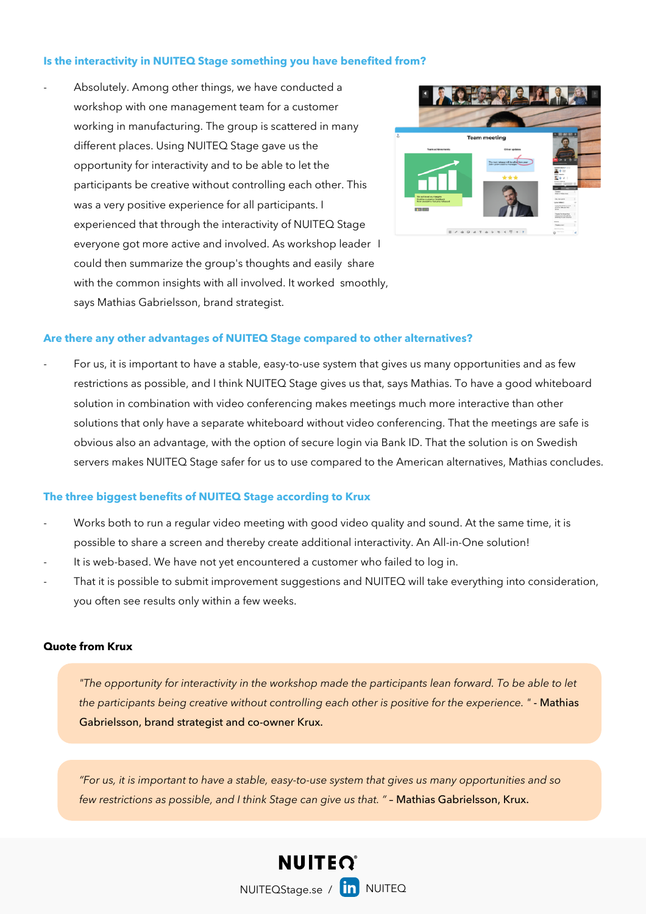### Is the interactivity in NUITEQ Stage something you have benefited from?

- Absolutely. Among other things, we have conducted a workshop with one management team for a customer working in manufacturing. The group is scattered in many different places. Using NUITEQ Stage gave us the opportunity for interactivity and to be able to let the participants be creative without controlling each other. This was a very positive experience for all participants. I experienced that through the interactivity of NUITEQ Stage everyone got more active and involved. As workshop leader I could then summarize the group's thoughts and easily share with the common insights with all involved. It worked smoothly, says Mathias Gabrielsson, brand strategist.

### Are there any other advantages of NUITEQ Stage compared to other alternatives?

- For us, it is important to have a stable, easy-to-use system that gives us many opportunities and as few restrictions as possible, and I think NUITEQ Stage gives us that, says Mathias. To have a good whiteboard solution in combination with video conferencing makes meetings much more interactive than other solutions that only have a separate whiteboard without video conferencing. That the meetings are safe is obvious also an advantage, with the option of secure login via Bank ID. That the solution is on Swedish servers makes NUITEQ Stage safer for us to use compared to the American alternatives, Mathias concludes.

### The three biggest benefits of NUITEQ Stage according to Krux

- Works both to run a regular video meeting with good video quality and sound. At the same time, it is possible to share a screen and thereby create additional interactivity. An All-in-One solution!
- It is web-based. We have not yet encountered a customer who failed to log in.
- That it is possible to submit improvement suggestions and NUITEQ will take everything into consideration, you often see results only within a few weeks.

**Quote from Krux**

> *"The opportunity for interactivity in the workshop made the participants lean forward. To be able to let the participants being creative without controlling each other is positive for the experience. "* - Mathias Gabrielsson, brand strategist and co-owner Krux.

> *"For us, it is important to have a stable, easy-to-use system that gives us many opportunities and so few restrictions as possible, and I think Stage can give us that. "* – Mathias Gabrielsson, Krux.

NUITEQ

NUITEQStage.se / NUITEQ